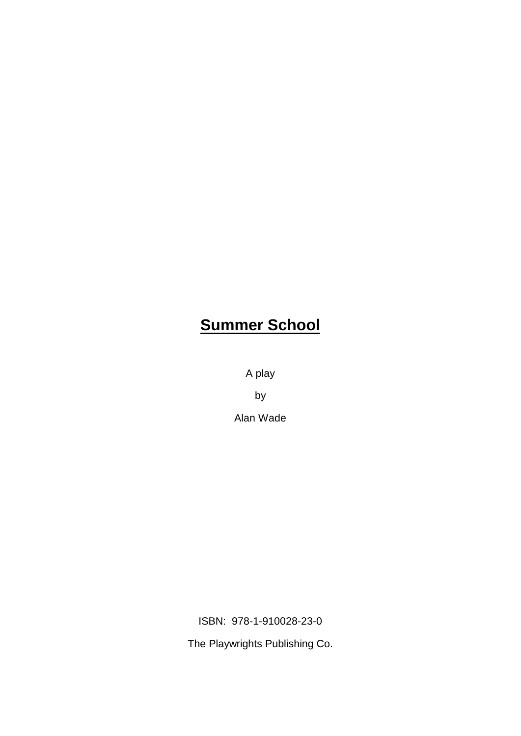# **Summer School**

A play

by

Alan Wade

ISBN: 978-1-910028-23-0

The Playwrights Publishing Co.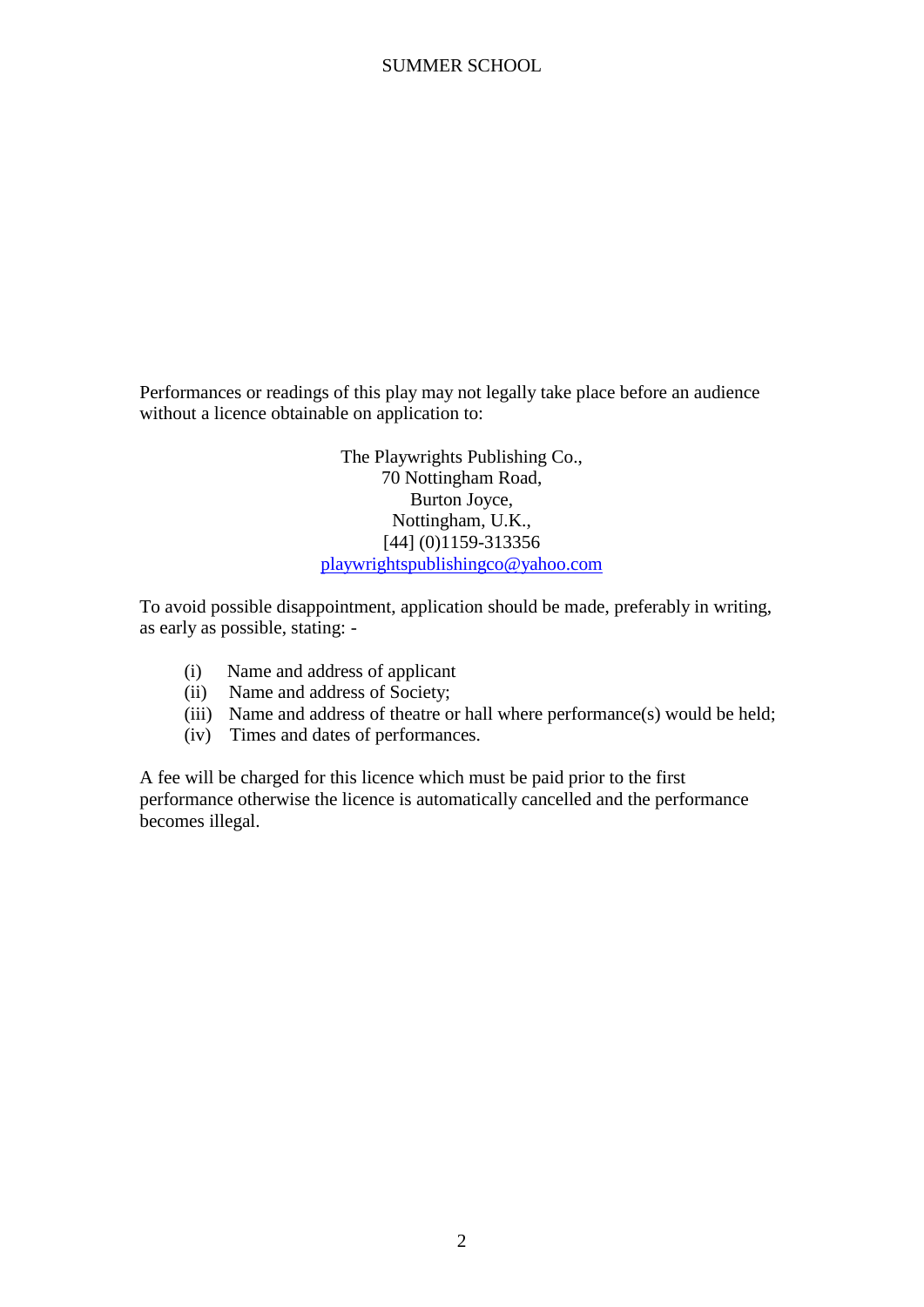Performances or readings of this play may not legally take place before an audience without a licence obtainable on application to:

The Playwrights Publishing Co.,  
70 Nottingham Road,  
Burton Joyce,  
Nottingham, U.K.,  
[44] (0)1159-313356  
playwrightspublishingco@yahoo.com

To avoid possible disappointment, application should be made, preferably in writing, as early as possible, stating: -

(i) Name and address of applicant  
(ii) Name and address of Society;  
(iii) Name and address of theatre or hall where performance(s) would be held;  
(iv) Times and dates of performances.

A fee will be charged for this licence which must be paid prior to the first performance otherwise the licence is automatically cancelled and the performance becomes illegal.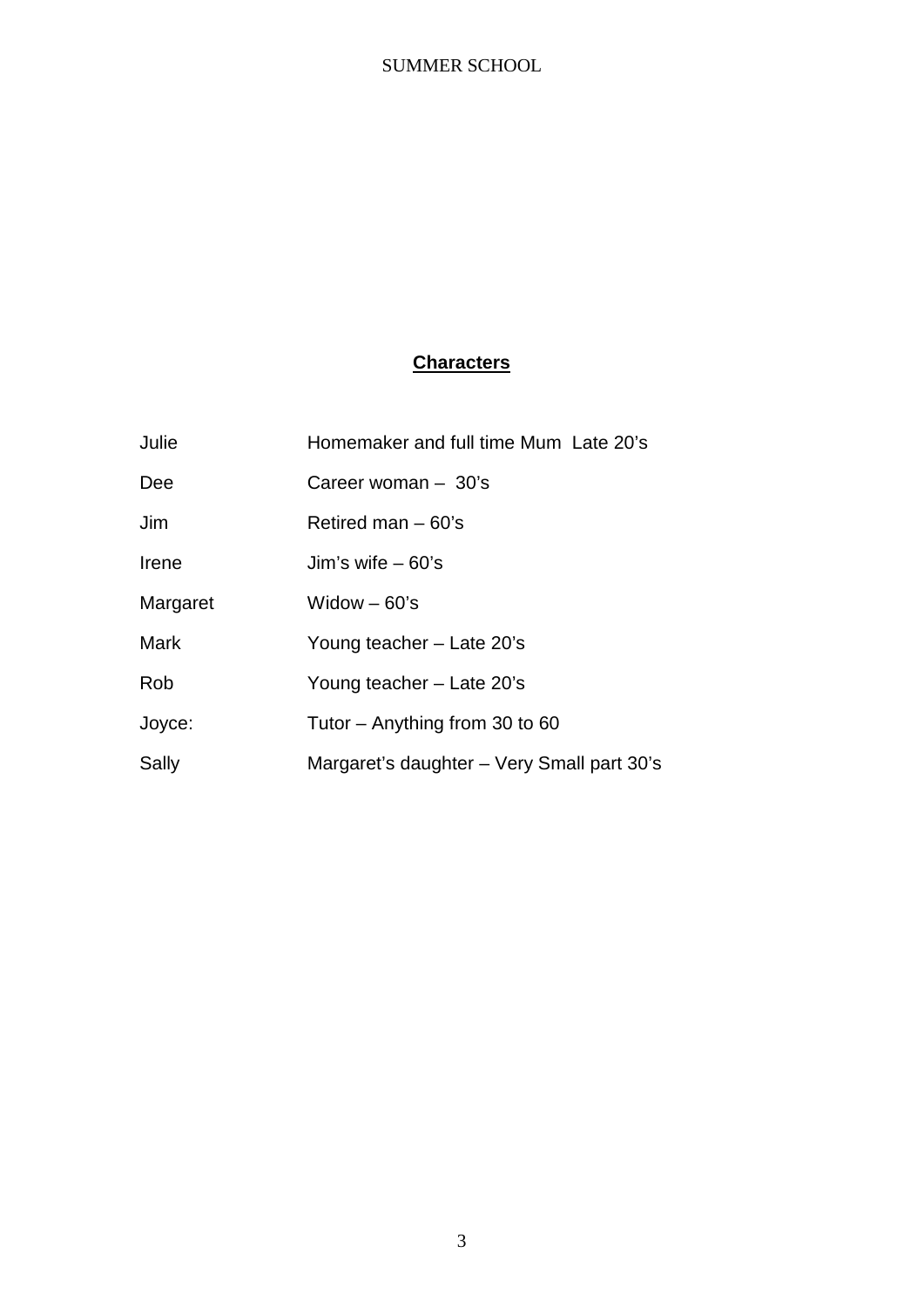## Characters

| | |
|---|---|
| Julie | Homemaker and full time Mum  Late 20's |
| Dee | Career woman –  30's |
| Jim | Retired man – 60's |
| Irene | Jim's wife – 60's |
| Margaret | Widow – 60's |
| Mark | Young teacher – Late 20's |
| Rob | Young teacher – Late 20's |
| Joyce: | Tutor – Anything from 30 to 60 |
| Sally | Margaret's daughter – Very Small part 30's |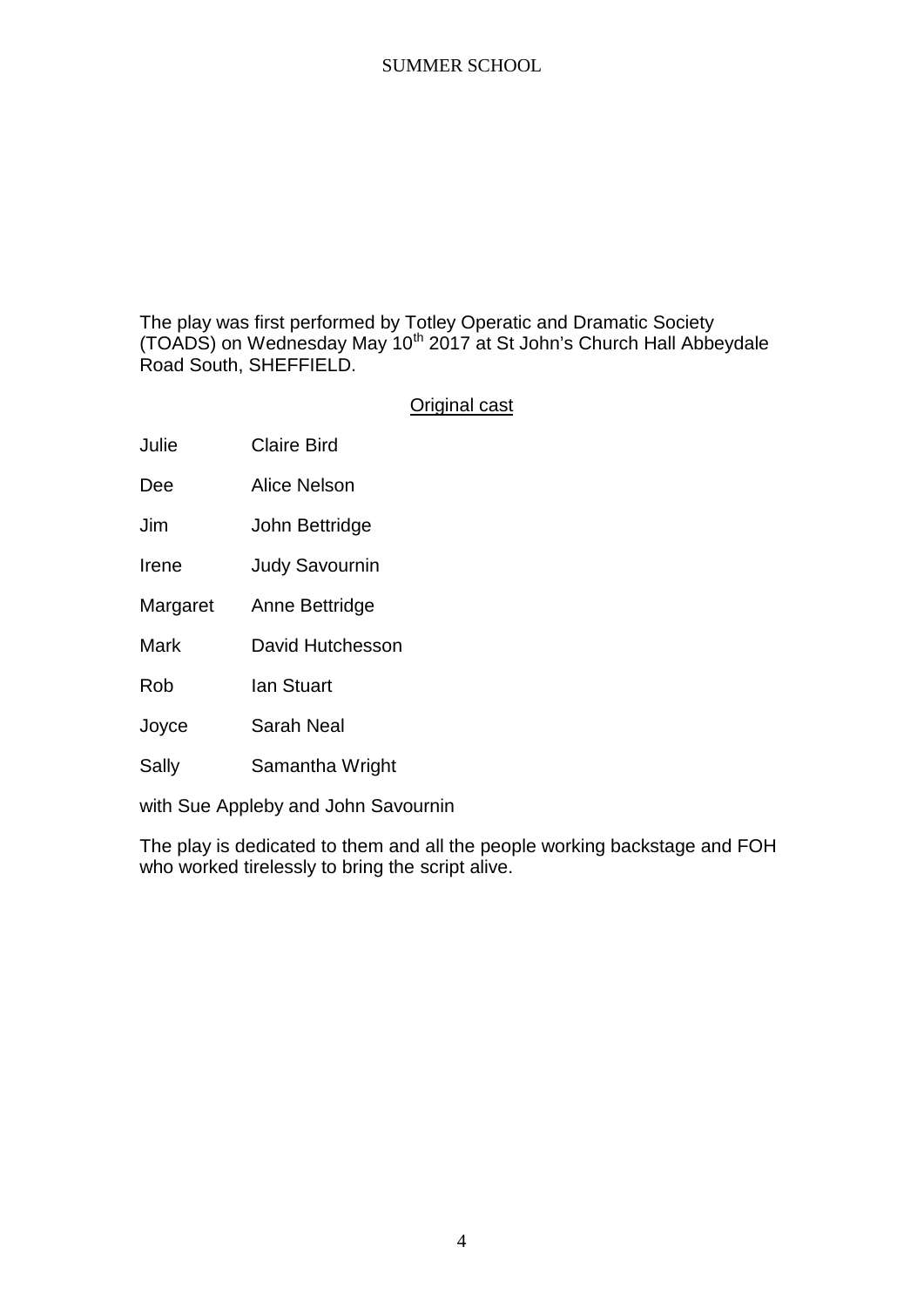The play was first performed by Totley Operatic and Dramatic Society (TOADS) on Wednesday May 10th 2017 at St John's Church Hall Abbeydale Road South, SHEFFIELD.

Original cast

| | |
|---|---|
| Julie | Claire Bird |
| Dee | Alice Nelson |
| Jim | John Bettridge |
| Irene | Judy Savournin |
| Margaret | Anne Bettridge |
| Mark | David Hutchesson |
| Rob | Ian Stuart |
| Joyce | Sarah Neal |
| Sally | Samantha Wright |

with Sue Appleby and John Savournin

The play is dedicated to them and all the people working backstage and FOH who worked tirelessly to bring the script alive.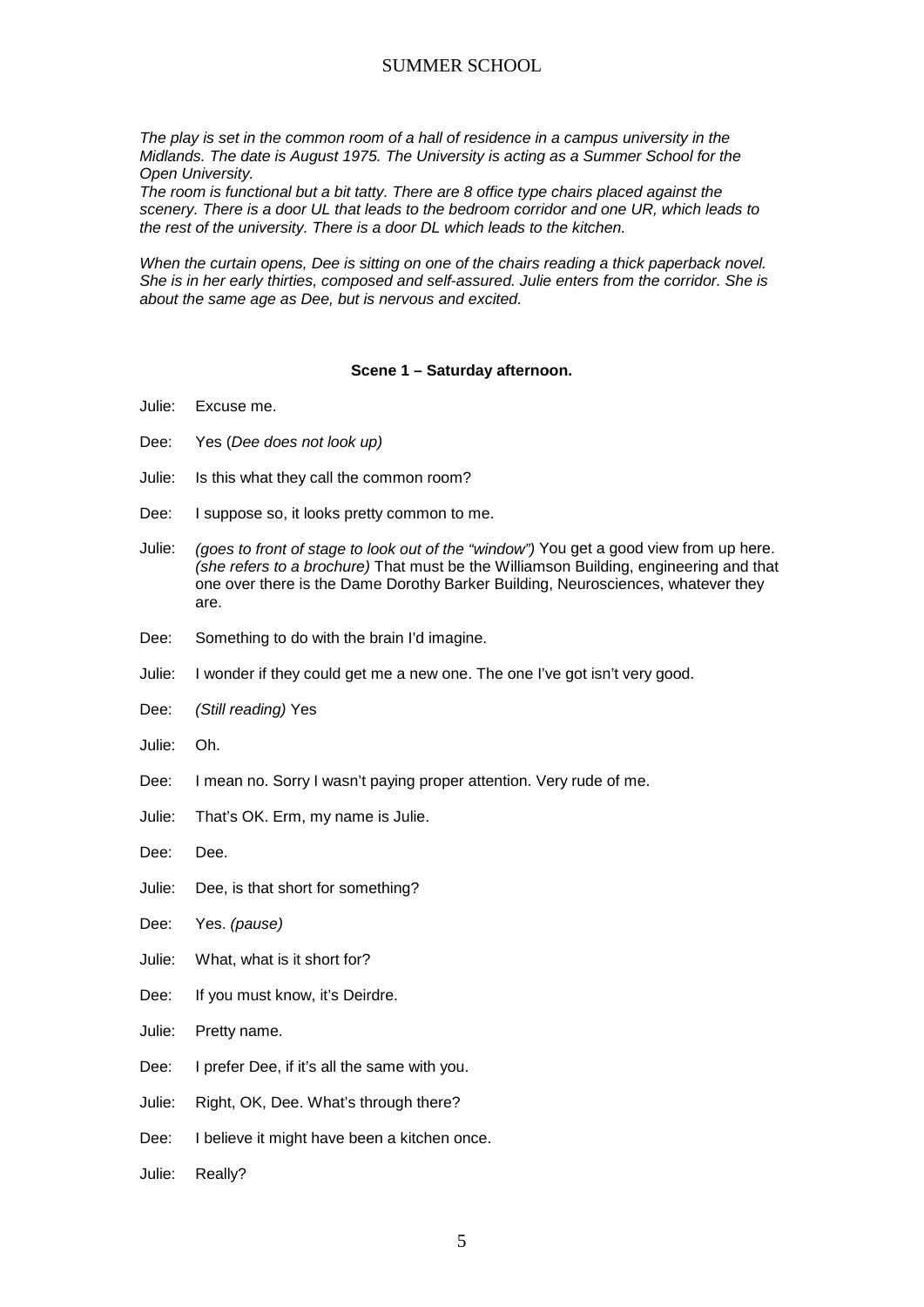*The play is set in the common room of a hall of residence in a campus university in the Midlands. The date is August 1975. The University is acting as a Summer School for the Open University.*

*The room is functional but a bit tatty. There are 8 office type chairs placed against the scenery. There is a door UL that leads to the bedroom corridor and one UR, which leads to the rest of the university. There is a door DL which leads to the kitchen.*

*When the curtain opens, Dee is sitting on one of the chairs reading a thick paperback novel. She is in her early thirties, composed and self-assured. Julie enters from the corridor. She is about the same age as Dee, but is nervous and excited.*

**Scene 1 – Saturday afternoon.**

Julie: Excuse me.

Dee: Yes (*Dee does not look up)*

Julie: Is this what they call the common room?

Dee: I suppose so, it looks pretty common to me.

Julie: *(goes to front of stage to look out of the "window")* You get a good view from up here. *(she refers to a brochure)* That must be the Williamson Building, engineering and that one over there is the Dame Dorothy Barker Building, Neurosciences, whatever they are.

Dee: Something to do with the brain I'd imagine.

Julie: I wonder if they could get me a new one. The one I've got isn't very good.

Dee: *(Still reading)* Yes

Julie: Oh.

Dee: I mean no. Sorry I wasn't paying proper attention. Very rude of me.

Julie: That's OK. Erm, my name is Julie.

Dee: Dee.

Julie: Dee, is that short for something?

Dee: Yes. *(pause)*

Julie: What, what is it short for?

Dee: If you must know, it's Deirdre.

Julie: Pretty name.

Dee: I prefer Dee, if it's all the same with you.

Julie: Right, OK, Dee. What's through there?

Dee: I believe it might have been a kitchen once.

Julie: Really?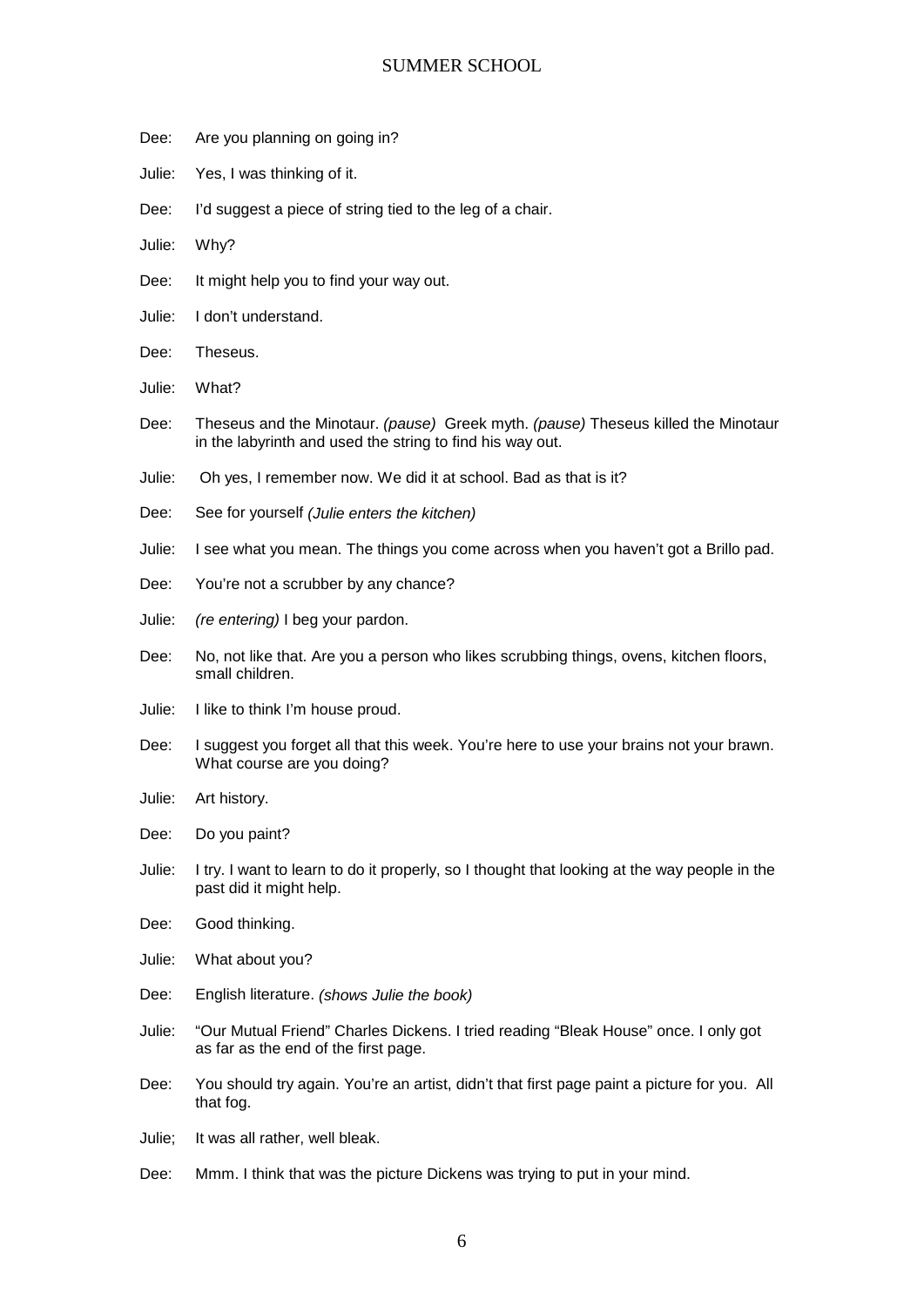Dee: Are you planning on going in?

Julie: Yes, I was thinking of it.

Dee: I'd suggest a piece of string tied to the leg of a chair.

Julie: Why?

Dee: It might help you to find your way out.

Julie: I don't understand.

Dee: Theseus.

Julie: What?

Dee: Theseus and the Minotaur. *(pause)* Greek myth. *(pause)* Theseus killed the Minotaur in the labyrinth and used the string to find his way out.

Julie: Oh yes, I remember now. We did it at school. Bad as that is it?

Dee: See for yourself *(Julie enters the kitchen)*

Julie: I see what you mean. The things you come across when you haven't got a Brillo pad.

Dee: You're not a scrubber by any chance?

Julie: *(re entering)* I beg your pardon.

Dee: No, not like that. Are you a person who likes scrubbing things, ovens, kitchen floors, small children.

Julie: I like to think I'm house proud.

Dee: I suggest you forget all that this week. You're here to use your brains not your brawn. What course are you doing?

Julie: Art history.

Dee: Do you paint?

Julie: I try. I want to learn to do it properly, so I thought that looking at the way people in the past did it might help.

Dee: Good thinking.

Julie: What about you?

Dee: English literature. *(shows Julie the book)*

Julie: "Our Mutual Friend" Charles Dickens. I tried reading "Bleak House" once. I only got as far as the end of the first page.

Dee: You should try again. You're an artist, didn't that first page paint a picture for you. All that fog.

Julie; It was all rather, well bleak.

Dee: Mmm. I think that was the picture Dickens was trying to put in your mind.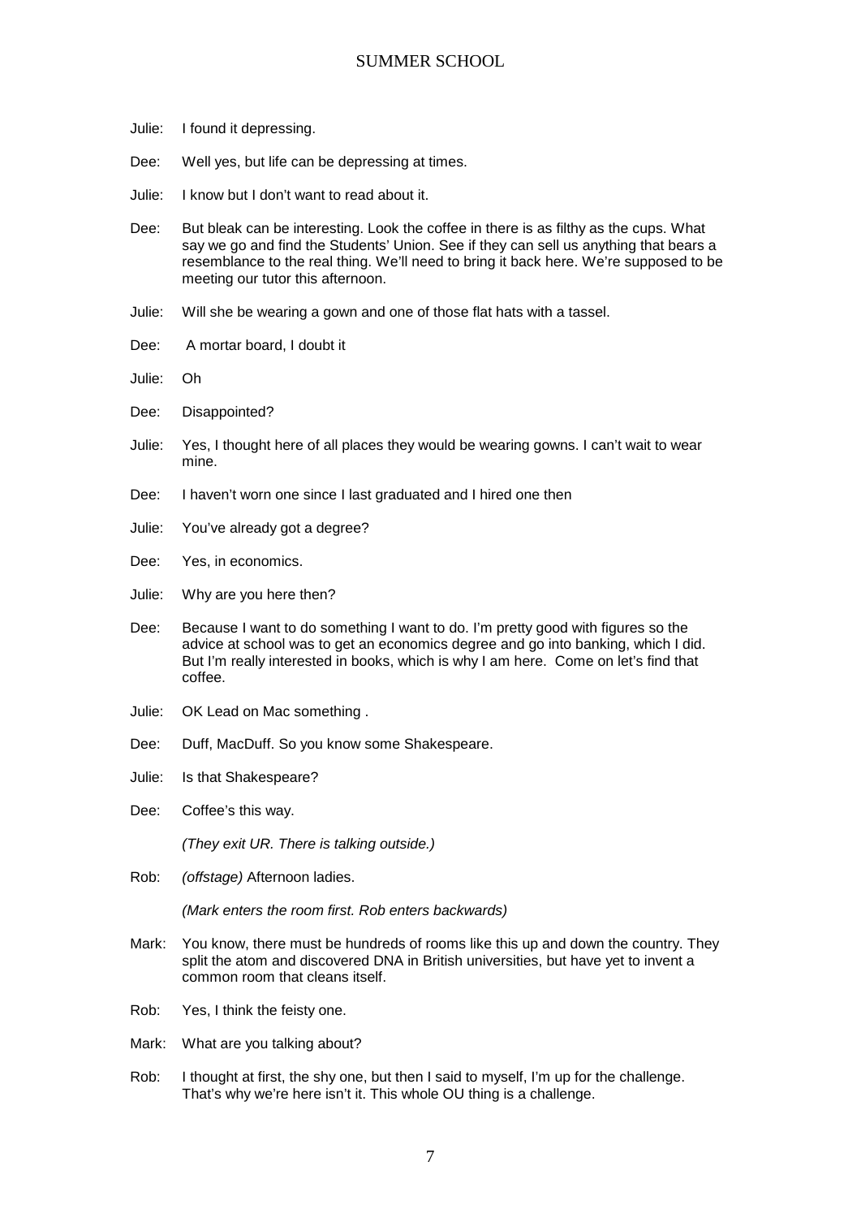Julie: I found it depressing.

Dee: Well yes, but life can be depressing at times.

Julie: I know but I don't want to read about it.

Dee: But bleak can be interesting. Look the coffee in there is as filthy as the cups. What say we go and find the Students' Union. See if they can sell us anything that bears a resemblance to the real thing. We'll need to bring it back here. We're supposed to be meeting our tutor this afternoon.

Julie: Will she be wearing a gown and one of those flat hats with a tassel.

Dee: A mortar board, I doubt it

Julie: Oh

Dee: Disappointed?

Julie: Yes, I thought here of all places they would be wearing gowns. I can't wait to wear mine.

Dee: I haven't worn one since I last graduated and I hired one then

Julie: You've already got a degree?

Dee: Yes, in economics.

Julie: Why are you here then?

Dee: Because I want to do something I want to do. I'm pretty good with figures so the advice at school was to get an economics degree and go into banking, which I did. But I'm really interested in books, which is why I am here. Come on let's find that coffee.

Julie: OK Lead on Mac something .

Dee: Duff, MacDuff. So you know some Shakespeare.

Julie: Is that Shakespeare?

Dee: Coffee's this way.

*(They exit UR. There is talking outside.)*

Rob: *(offstage)* Afternoon ladies.

*(Mark enters the room first. Rob enters backwards)*

Mark: You know, there must be hundreds of rooms like this up and down the country. They split the atom and discovered DNA in British universities, but have yet to invent a common room that cleans itself.

Rob: Yes, I think the feisty one.

Mark: What are you talking about?

Rob: I thought at first, the shy one, but then I said to myself, I'm up for the challenge. That's why we're here isn't it. This whole OU thing is a challenge.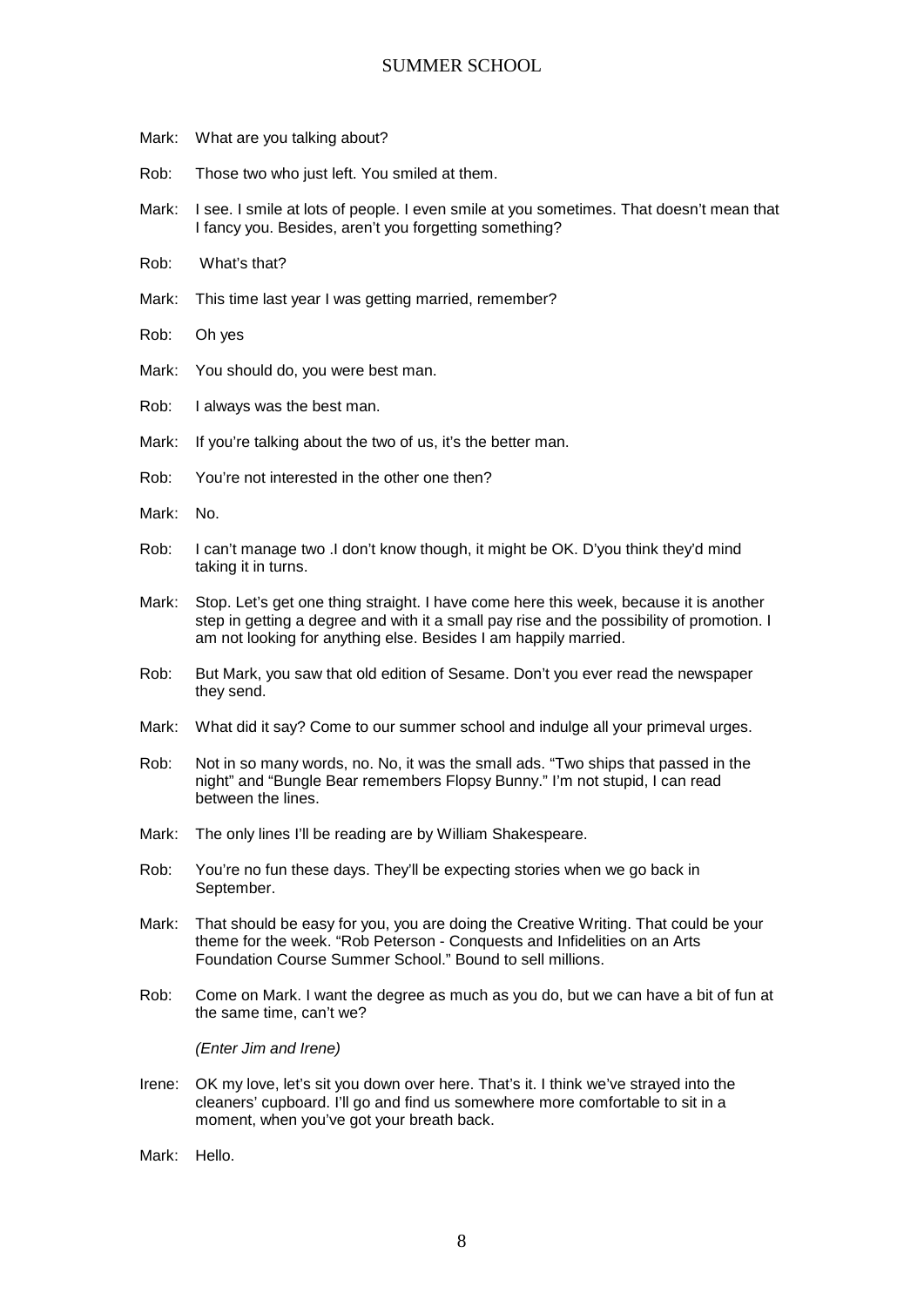Mark: What are you talking about?

Rob: Those two who just left. You smiled at them.

Mark: I see. I smile at lots of people. I even smile at you sometimes. That doesn't mean that I fancy you. Besides, aren't you forgetting something?

Rob: What's that?

Mark: This time last year I was getting married, remember?

Rob: Oh yes

Mark: You should do, you were best man.

Rob: I always was the best man.

Mark: If you're talking about the two of us, it's the better man.

Rob: You're not interested in the other one then?

Mark: No.

Rob: I can't manage two .I don't know though, it might be OK. D'you think they'd mind taking it in turns.

Mark: Stop. Let's get one thing straight. I have come here this week, because it is another step in getting a degree and with it a small pay rise and the possibility of promotion. I am not looking for anything else. Besides I am happily married.

Rob: But Mark, you saw that old edition of Sesame. Don't you ever read the newspaper they send.

Mark: What did it say? Come to our summer school and indulge all your primeval urges.

Rob: Not in so many words, no. No, it was the small ads. "Two ships that passed in the night" and "Bungle Bear remembers Flopsy Bunny." I'm not stupid, I can read between the lines.

Mark: The only lines I'll be reading are by William Shakespeare.

Rob: You're no fun these days. They'll be expecting stories when we go back in September.

Mark: That should be easy for you, you are doing the Creative Writing. That could be your theme for the week. "Rob Peterson - Conquests and Infidelities on an Arts Foundation Course Summer School." Bound to sell millions.

Rob: Come on Mark. I want the degree as much as you do, but we can have a bit of fun at the same time, can't we?

*(Enter Jim and Irene)*

Irene: OK my love, let's sit you down over here. That's it. I think we've strayed into the cleaners' cupboard. I'll go and find us somewhere more comfortable to sit in a moment, when you've got your breath back.

Mark: Hello.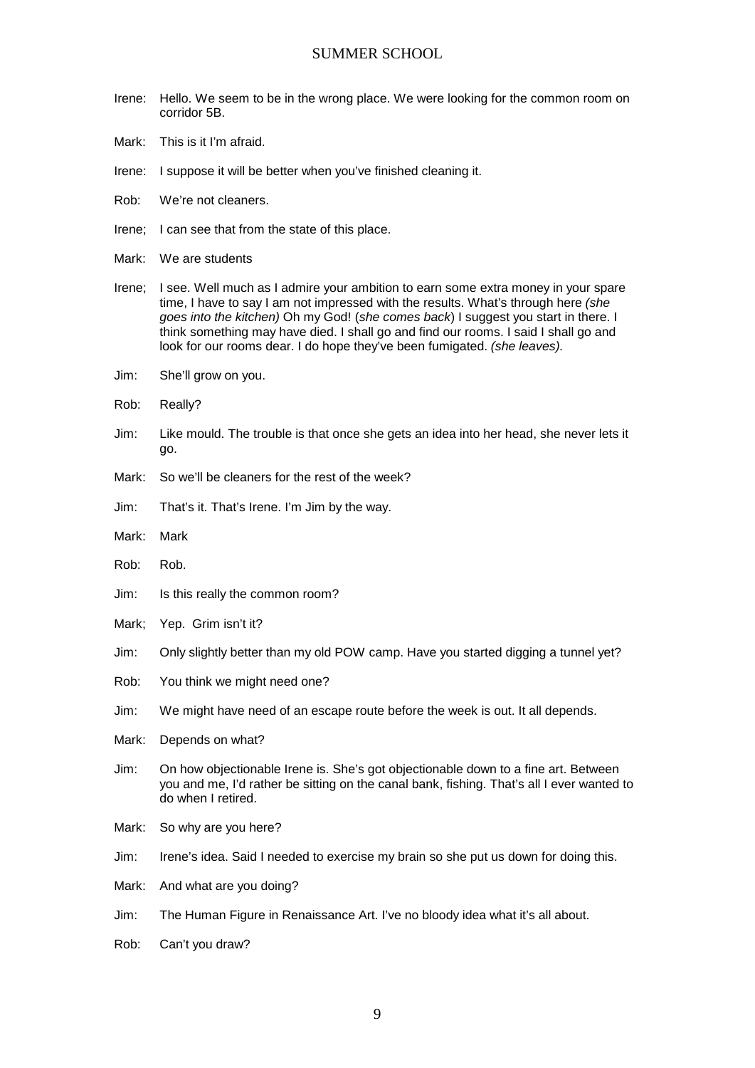Irene: Hello. We seem to be in the wrong place. We were looking for the common room on corridor 5B.

Mark: This is it I'm afraid.

Irene: I suppose it will be better when you've finished cleaning it.

Rob: We're not cleaners.

Irene; I can see that from the state of this place.

Mark: We are students

Irene; I see. Well much as I admire your ambition to earn some extra money in your spare time, I have to say I am not impressed with the results. What's through here *(she goes into the kitchen)* Oh my God! (*she comes back*) I suggest you start in there. I think something may have died. I shall go and find our rooms. I said I shall go and look for our rooms dear. I do hope they've been fumigated. *(she leaves).*

Jim: She'll grow on you.

Rob: Really?

Jim: Like mould. The trouble is that once she gets an idea into her head, she never lets it go.

Mark: So we'll be cleaners for the rest of the week?

Jim: That's it. That's Irene. I'm Jim by the way.

Mark: Mark

Rob: Rob.

Jim: Is this really the common room?

Mark; Yep. Grim isn't it?

Jim: Only slightly better than my old POW camp. Have you started digging a tunnel yet?

Rob: You think we might need one?

Jim: We might have need of an escape route before the week is out. It all depends.

Mark: Depends on what?

Jim: On how objectionable Irene is. She's got objectionable down to a fine art. Between you and me, I'd rather be sitting on the canal bank, fishing. That's all I ever wanted to do when I retired.

Mark: So why are you here?

Jim: Irene's idea. Said I needed to exercise my brain so she put us down for doing this.

Mark: And what are you doing?

Jim: The Human Figure in Renaissance Art. I've no bloody idea what it's all about.

Rob: Can't you draw?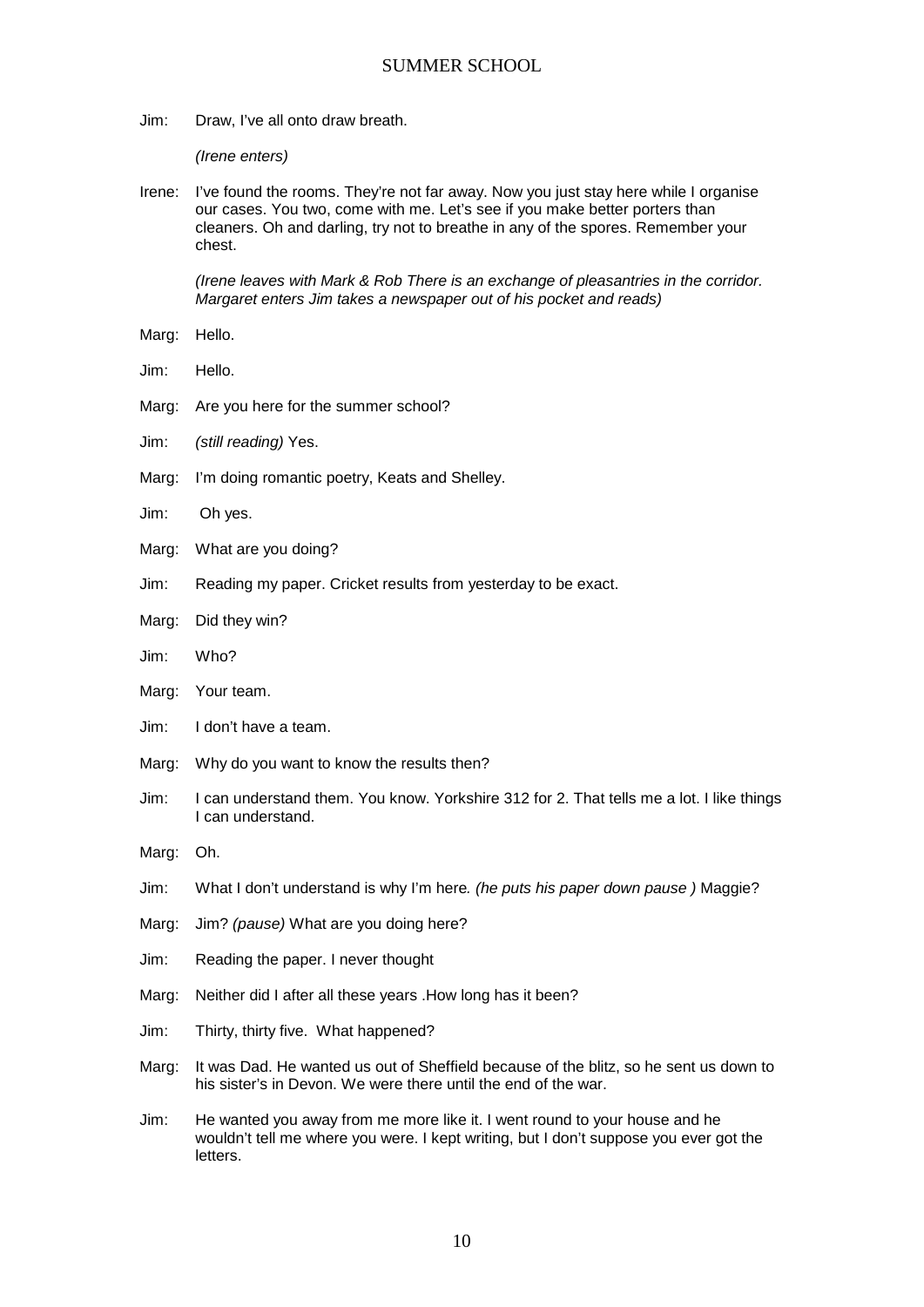Jim: Draw, I've all onto draw breath.

*(Irene enters)*

Irene: I've found the rooms. They're not far away. Now you just stay here while I organise our cases. You two, come with me. Let's see if you make better porters than cleaners. Oh and darling, try not to breathe in any of the spores. Remember your chest.

*(Irene leaves with Mark & Rob There is an exchange of pleasantries in the corridor. Margaret enters Jim takes a newspaper out of his pocket and reads)*

Marg: Hello.

Jim: Hello.

Marg: Are you here for the summer school?

Jim: *(still reading)* Yes.

Marg: I'm doing romantic poetry, Keats and Shelley.

Jim: Oh yes.

Marg: What are you doing?

Jim: Reading my paper. Cricket results from yesterday to be exact.

Marg: Did they win?

Jim: Who?

Marg: Your team.

Jim: I don't have a team.

Marg: Why do you want to know the results then?

Jim: I can understand them. You know. Yorkshire 312 for 2. That tells me a lot. I like things I can understand.

Marg: Oh.

Jim: What I don't understand is why I'm here*. (he puts his paper down pause )* Maggie?

Marg: Jim? *(pause)* What are you doing here?

Jim: Reading the paper. I never thought

Marg: Neither did I after all these years .How long has it been?

Jim: Thirty, thirty five. What happened?

Marg: It was Dad. He wanted us out of Sheffield because of the blitz, so he sent us down to his sister's in Devon. We were there until the end of the war.

Jim: He wanted you away from me more like it. I went round to your house and he wouldn't tell me where you were. I kept writing, but I don't suppose you ever got the letters.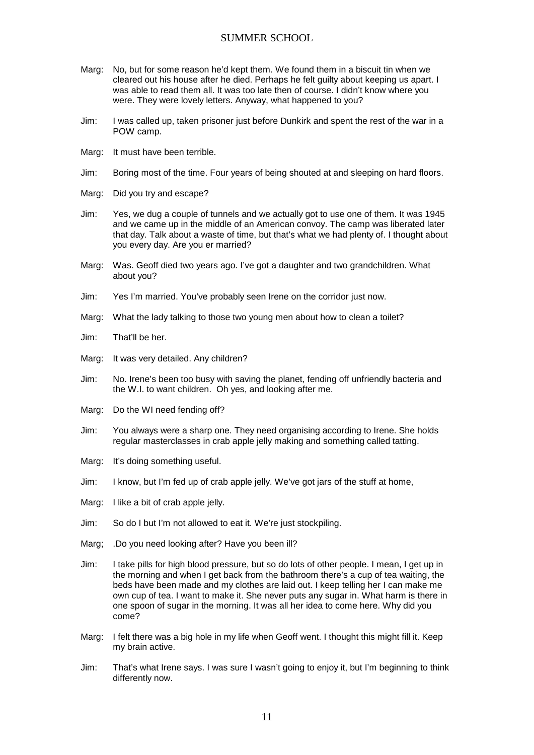Marg: No, but for some reason he'd kept them. We found them in a biscuit tin when we cleared out his house after he died. Perhaps he felt guilty about keeping us apart. I was able to read them all. It was too late then of course. I didn't know where you were. They were lovely letters. Anyway, what happened to you?

Jim: I was called up, taken prisoner just before Dunkirk and spent the rest of the war in a POW camp.

Marg: It must have been terrible.

Jim: Boring most of the time. Four years of being shouted at and sleeping on hard floors.

Marg: Did you try and escape?

Jim: Yes, we dug a couple of tunnels and we actually got to use one of them. It was 1945 and we came up in the middle of an American convoy. The camp was liberated later that day. Talk about a waste of time, but that's what we had plenty of. I thought about you every day. Are you er married?

Marg: Was. Geoff died two years ago. I've got a daughter and two grandchildren. What about you?

Jim: Yes I'm married. You've probably seen Irene on the corridor just now.

Marg: What the lady talking to those two young men about how to clean a toilet?

Jim: That'll be her.

Marg: It was very detailed. Any children?

Jim: No. Irene's been too busy with saving the planet, fending off unfriendly bacteria and the W.I. to want children. Oh yes, and looking after me.

Marg: Do the WI need fending off?

Jim: You always were a sharp one. They need organising according to Irene. She holds regular masterclasses in crab apple jelly making and something called tatting.

Marg: It's doing something useful.

Jim: I know, but I'm fed up of crab apple jelly. We've got jars of the stuff at home,

Marg: I like a bit of crab apple jelly.

Jim: So do I but I'm not allowed to eat it. We're just stockpiling.

Marg; .Do you need looking after? Have you been ill?

Jim: I take pills for high blood pressure, but so do lots of other people. I mean, I get up in the morning and when I get back from the bathroom there's a cup of tea waiting, the beds have been made and my clothes are laid out. I keep telling her I can make me own cup of tea. I want to make it. She never puts any sugar in. What harm is there in one spoon of sugar in the morning. It was all her idea to come here. Why did you come?

Marg: I felt there was a big hole in my life when Geoff went. I thought this might fill it. Keep my brain active.

Jim: That's what Irene says. I was sure I wasn't going to enjoy it, but I'm beginning to think differently now.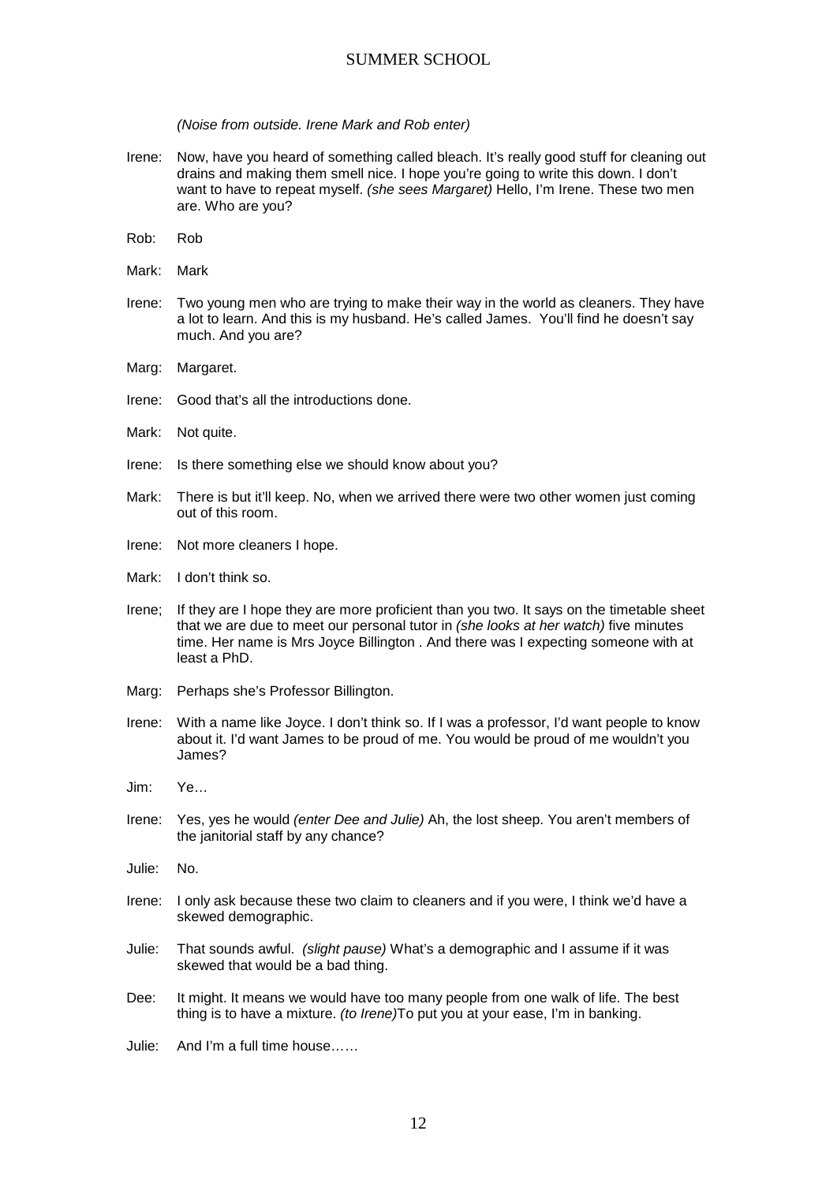*(Noise from outside. Irene Mark and Rob enter)*

Irene: Now, have you heard of something called bleach. It's really good stuff for cleaning out drains and making them smell nice. I hope you're going to write this down. I don't want to have to repeat myself. *(she sees Margaret)* Hello, I'm Irene. These two men are. Who are you?

Rob: Rob

Mark: Mark

Irene: Two young men who are trying to make their way in the world as cleaners. They have a lot to learn. And this is my husband. He's called James. You'll find he doesn't say much. And you are?

Marg: Margaret.

Irene: Good that's all the introductions done.

Mark: Not quite.

Irene: Is there something else we should know about you?

Mark: There is but it'll keep. No, when we arrived there were two other women just coming out of this room.

Irene: Not more cleaners I hope.

Mark: I don't think so.

Irene; If they are I hope they are more proficient than you two. It says on the timetable sheet that we are due to meet our personal tutor in *(she looks at her watch)* five minutes time. Her name is Mrs Joyce Billington . And there was I expecting someone with at least a PhD.

Marg: Perhaps she's Professor Billington.

Irene: With a name like Joyce. I don't think so. If I was a professor, I'd want people to know about it. I'd want James to be proud of me. You would be proud of me wouldn't you James?

Jim: Ye…

Irene: Yes, yes he would *(enter Dee and Julie)* Ah, the lost sheep. You aren't members of the janitorial staff by any chance?

Julie: No.

Irene: I only ask because these two claim to cleaners and if you were, I think we'd have a skewed demographic.

Julie: That sounds awful. *(slight pause)* What's a demographic and I assume if it was skewed that would be a bad thing.

Dee: It might. It means we would have too many people from one walk of life. The best thing is to have a mixture. *(to Irene)*To put you at your ease, I'm in banking.

Julie: And I'm a full time house……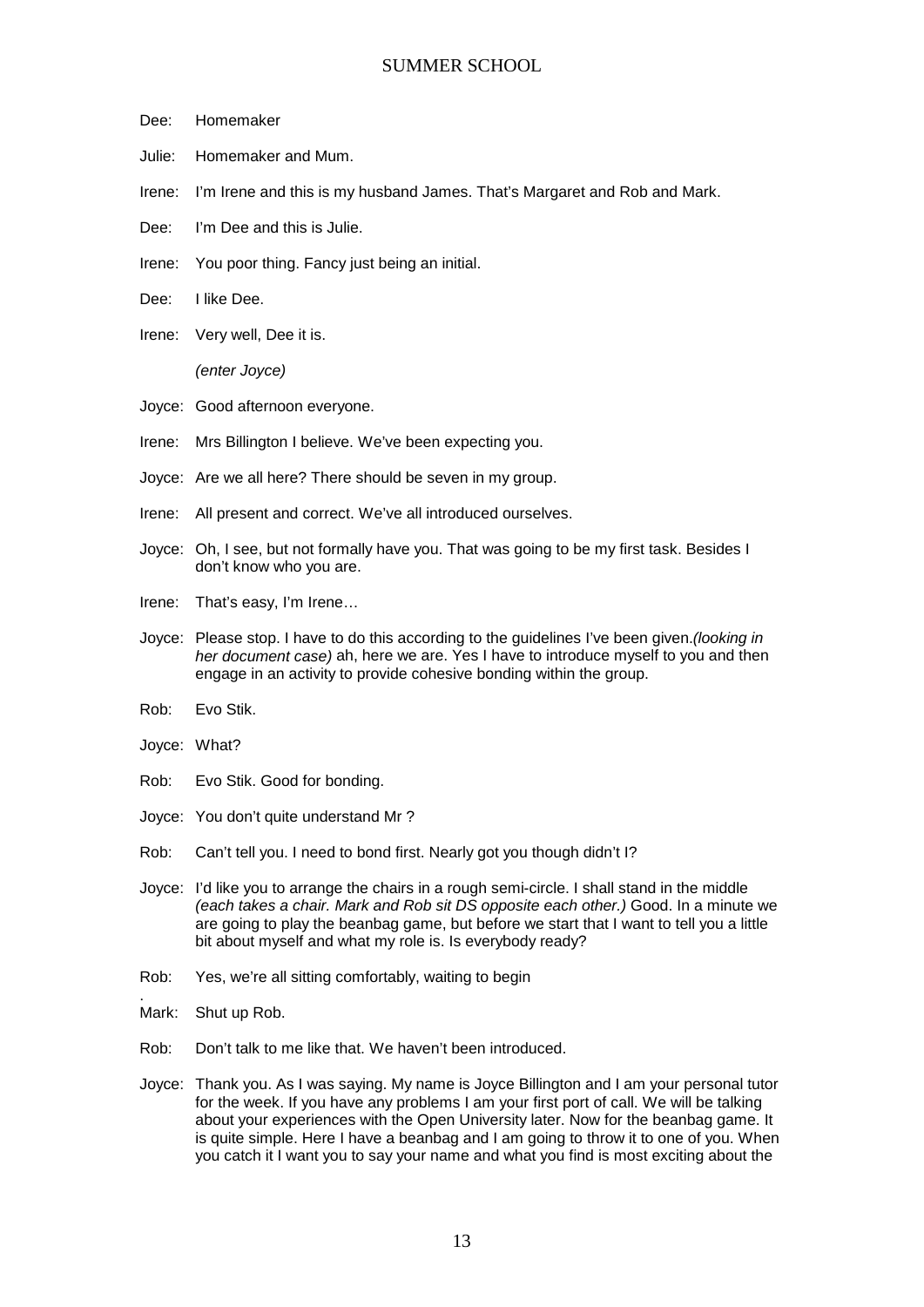Dee: Homemaker

Julie: Homemaker and Mum.

Irene: I'm Irene and this is my husband James. That's Margaret and Rob and Mark.

Dee: I'm Dee and this is Julie.

Irene: You poor thing. Fancy just being an initial.

Dee: I like Dee.

Irene: Very well, Dee it is.

*(enter Joyce)*

Joyce: Good afternoon everyone.

Irene: Mrs Billington I believe. We've been expecting you.

Joyce: Are we all here? There should be seven in my group.

Irene: All present and correct. We've all introduced ourselves.

Joyce: Oh, I see, but not formally have you. That was going to be my first task. Besides I don't know who you are.

Irene: That's easy, I'm Irene…

Joyce: Please stop. I have to do this according to the guidelines I've been given.*(looking in her document case)* ah, here we are. Yes I have to introduce myself to you and then engage in an activity to provide cohesive bonding within the group.

Rob: Evo Stik.

Joyce: What?

Rob: Evo Stik. Good for bonding.

Joyce: You don't quite understand Mr ?

Rob: Can't tell you. I need to bond first. Nearly got you though didn't I?

Joyce: I'd like you to arrange the chairs in a rough semi-circle. I shall stand in the middle *(each takes a chair. Mark and Rob sit DS opposite each other.)* Good. In a minute we are going to play the beanbag game, but before we start that I want to tell you a little bit about myself and what my role is. Is everybody ready?

Rob: Yes, we're all sitting comfortably, waiting to begin

.
Mark: Shut up Rob.

Rob: Don't talk to me like that. We haven't been introduced.

Joyce: Thank you. As I was saying. My name is Joyce Billington and I am your personal tutor for the week. If you have any problems I am your first port of call. We will be talking about your experiences with the Open University later. Now for the beanbag game. It is quite simple. Here I have a beanbag and I am going to throw it to one of you. When you catch it I want you to say your name and what you find is most exciting about the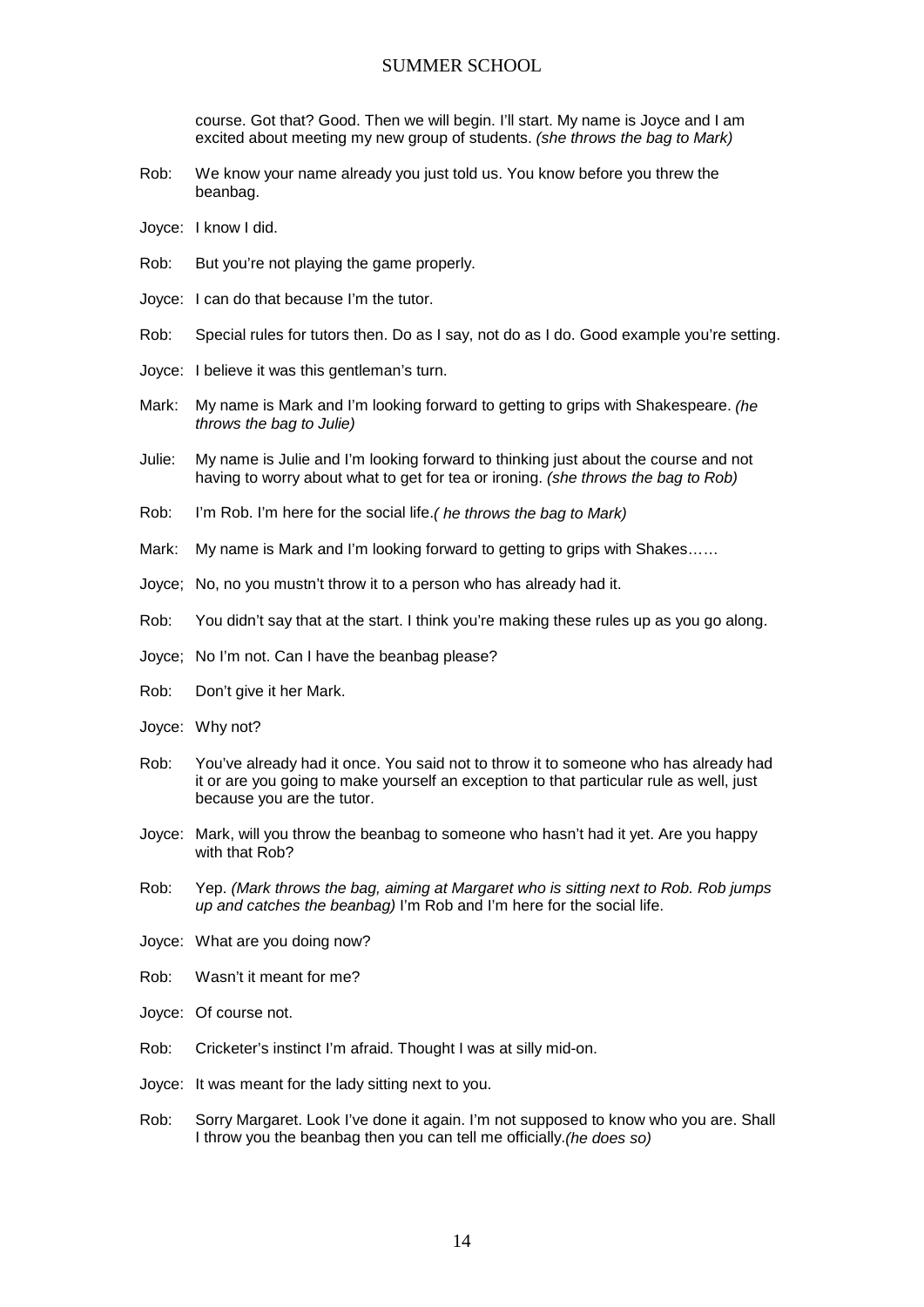course. Got that? Good. Then we will begin. I'll start. My name is Joyce and I am excited about meeting my new group of students. *(she throws the bag to Mark)*

Rob: We know your name already you just told us. You know before you threw the beanbag.

Joyce: I know I did.

Rob: But you're not playing the game properly.

Joyce: I can do that because I'm the tutor.

Rob: Special rules for tutors then. Do as I say, not do as I do. Good example you're setting.

Joyce: I believe it was this gentleman's turn.

Mark: My name is Mark and I'm looking forward to getting to grips with Shakespeare. *(he throws the bag to Julie)*

Julie: My name is Julie and I'm looking forward to thinking just about the course and not having to worry about what to get for tea or ironing. *(she throws the bag to Rob)*

Rob: I'm Rob. I'm here for the social life.*( he throws the bag to Mark)*

Mark: My name is Mark and I'm looking forward to getting to grips with Shakes……

Joyce; No, no you mustn't throw it to a person who has already had it.

Rob: You didn't say that at the start. I think you're making these rules up as you go along.

Joyce; No I'm not. Can I have the beanbag please?

Rob: Don't give it her Mark.

Joyce: Why not?

Rob: You've already had it once. You said not to throw it to someone who has already had it or are you going to make yourself an exception to that particular rule as well, just because you are the tutor.

Joyce: Mark, will you throw the beanbag to someone who hasn't had it yet. Are you happy with that Rob?

Rob: Yep. *(Mark throws the bag, aiming at Margaret who is sitting next to Rob. Rob jumps up and catches the beanbag)* I'm Rob and I'm here for the social life.

Joyce: What are you doing now?

Rob: Wasn't it meant for me?

Joyce: Of course not.

Rob: Cricketer's instinct I'm afraid. Thought I was at silly mid-on.

Joyce: It was meant for the lady sitting next to you.

Rob: Sorry Margaret. Look I've done it again. I'm not supposed to know who you are. Shall I throw you the beanbag then you can tell me officially.*(he does so)*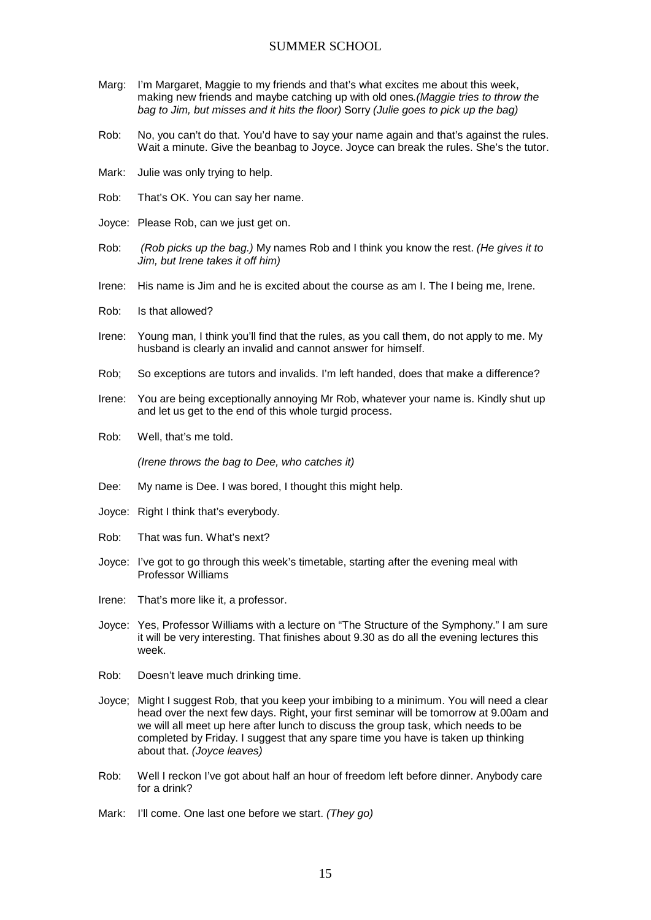Marg: I'm Margaret, Maggie to my friends and that's what excites me about this week, making new friends and maybe catching up with old ones.*(Maggie tries to throw the bag to Jim, but misses and it hits the floor)* Sorry *(Julie goes to pick up the bag)*

Rob: No, you can't do that. You'd have to say your name again and that's against the rules. Wait a minute. Give the beanbag to Joyce. Joyce can break the rules. She's the tutor.

Mark: Julie was only trying to help.

Rob: That's OK. You can say her name.

Joyce: Please Rob, can we just get on.

Rob: *(Rob picks up the bag.)* My names Rob and I think you know the rest. *(He gives it to Jim, but Irene takes it off him)*

Irene: His name is Jim and he is excited about the course as am I. The I being me, Irene.

Rob: Is that allowed?

Irene: Young man, I think you'll find that the rules, as you call them, do not apply to me. My husband is clearly an invalid and cannot answer for himself.

Rob; So exceptions are tutors and invalids. I'm left handed, does that make a difference?

Irene: You are being exceptionally annoying Mr Rob, whatever your name is. Kindly shut up and let us get to the end of this whole turgid process.

Rob: Well, that's me told.

*(Irene throws the bag to Dee, who catches it)*

Dee: My name is Dee. I was bored, I thought this might help.

Joyce: Right I think that's everybody.

Rob: That was fun. What's next?

Joyce: I've got to go through this week's timetable, starting after the evening meal with Professor Williams

Irene: That's more like it, a professor.

Joyce: Yes, Professor Williams with a lecture on "The Structure of the Symphony." I am sure it will be very interesting. That finishes about 9.30 as do all the evening lectures this week.

Rob: Doesn't leave much drinking time.

Joyce; Might I suggest Rob, that you keep your imbibing to a minimum. You will need a clear head over the next few days. Right, your first seminar will be tomorrow at 9.00am and we will all meet up here after lunch to discuss the group task, which needs to be completed by Friday. I suggest that any spare time you have is taken up thinking about that. *(Joyce leaves)*

Rob: Well I reckon I've got about half an hour of freedom left before dinner. Anybody care for a drink?

Mark: I'll come. One last one before we start. *(They go)*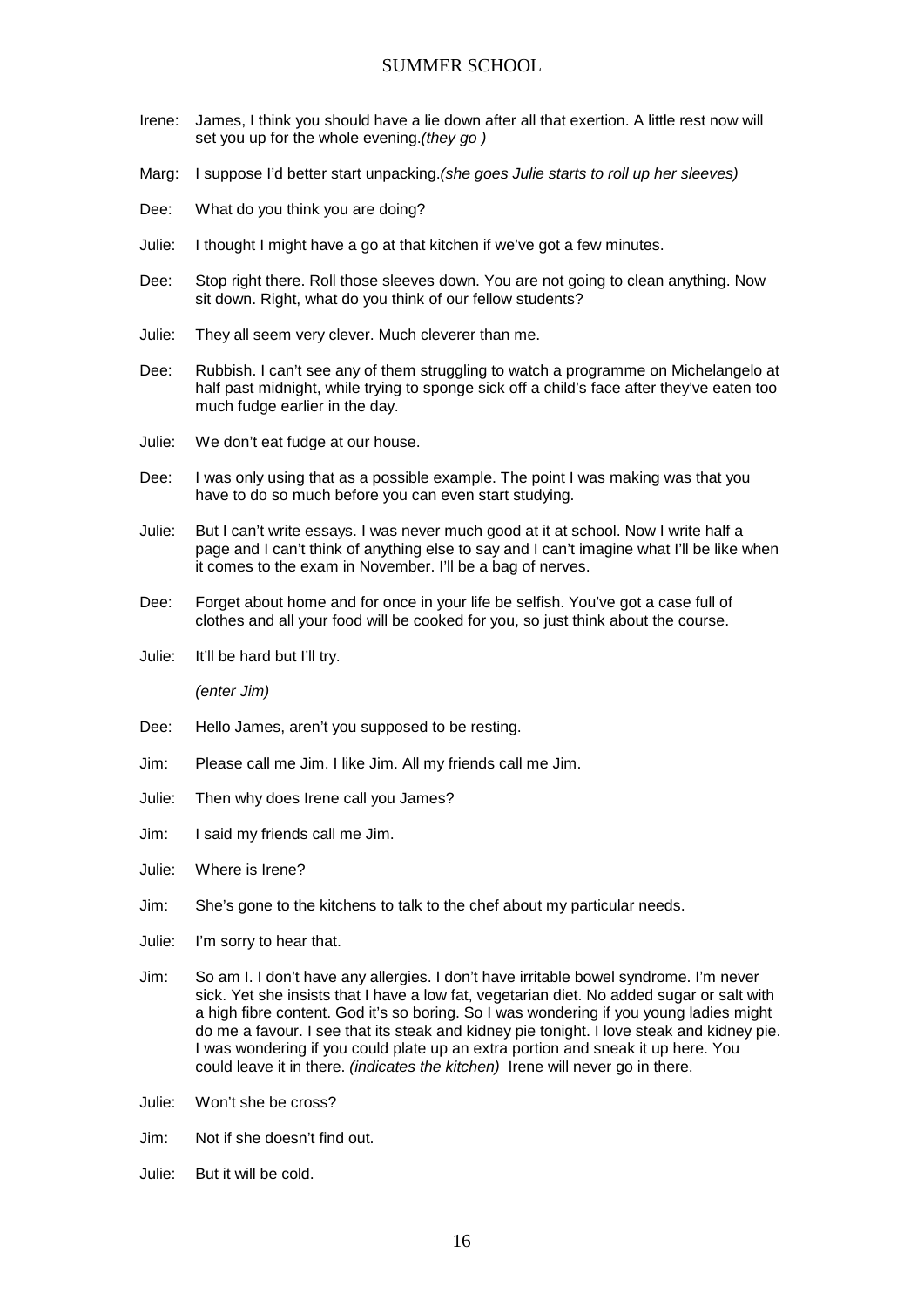Irene: James, I think you should have a lie down after all that exertion. A little rest now will set you up for the whole evening.*(they go )*

Marg: I suppose I'd better start unpacking.*(she goes Julie starts to roll up her sleeves)*

Dee: What do you think you are doing?

Julie: I thought I might have a go at that kitchen if we've got a few minutes.

Dee: Stop right there. Roll those sleeves down. You are not going to clean anything. Now sit down. Right, what do you think of our fellow students?

Julie: They all seem very clever. Much cleverer than me.

Dee: Rubbish. I can't see any of them struggling to watch a programme on Michelangelo at half past midnight, while trying to sponge sick off a child's face after they've eaten too much fudge earlier in the day.

Julie: We don't eat fudge at our house.

Dee: I was only using that as a possible example. The point I was making was that you have to do so much before you can even start studying.

Julie: But I can't write essays. I was never much good at it at school. Now I write half a page and I can't think of anything else to say and I can't imagine what I'll be like when it comes to the exam in November. I'll be a bag of nerves.

Dee: Forget about home and for once in your life be selfish. You've got a case full of clothes and all your food will be cooked for you, so just think about the course.

Julie: It'll be hard but I'll try.

*(enter Jim)*

Dee: Hello James, aren't you supposed to be resting.

Jim: Please call me Jim. I like Jim. All my friends call me Jim.

Julie: Then why does Irene call you James?

Jim: I said my friends call me Jim.

Julie: Where is Irene?

Jim: She's gone to the kitchens to talk to the chef about my particular needs.

Julie: I'm sorry to hear that.

Jim: So am I. I don't have any allergies. I don't have irritable bowel syndrome. I'm never sick. Yet she insists that I have a low fat, vegetarian diet. No added sugar or salt with a high fibre content. God it's so boring. So I was wondering if you young ladies might do me a favour. I see that its steak and kidney pie tonight. I love steak and kidney pie. I was wondering if you could plate up an extra portion and sneak it up here. You could leave it in there. *(indicates the kitchen)* Irene will never go in there.

Julie: Won't she be cross?

Jim: Not if she doesn't find out.

Julie: But it will be cold.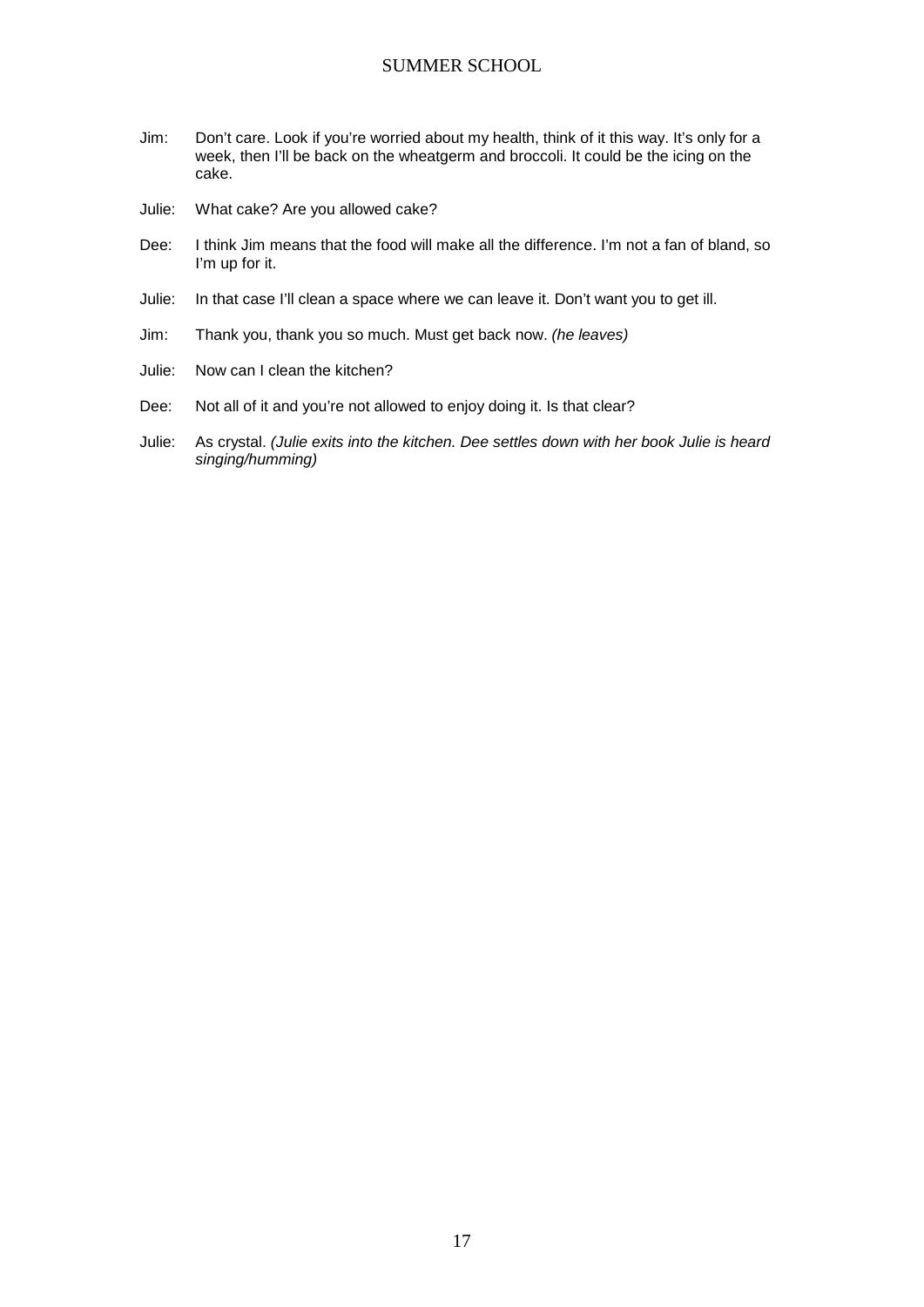Jim: Don't care. Look if you're worried about my health, think of it this way. It's only for a week, then I'll be back on the wheatgerm and broccoli. It could be the icing on the cake.

Julie: What cake? Are you allowed cake?

Dee: I think Jim means that the food will make all the difference. I'm not a fan of bland, so I'm up for it.

Julie: In that case I'll clean a space where we can leave it. Don't want you to get ill.

Jim: Thank you, thank you so much. Must get back now. *(he leaves)*

Julie: Now can I clean the kitchen?

Dee: Not all of it and you're not allowed to enjoy doing it. Is that clear?

Julie: As crystal. *(Julie exits into the kitchen. Dee settles down with her book Julie is heard singing/humming)*